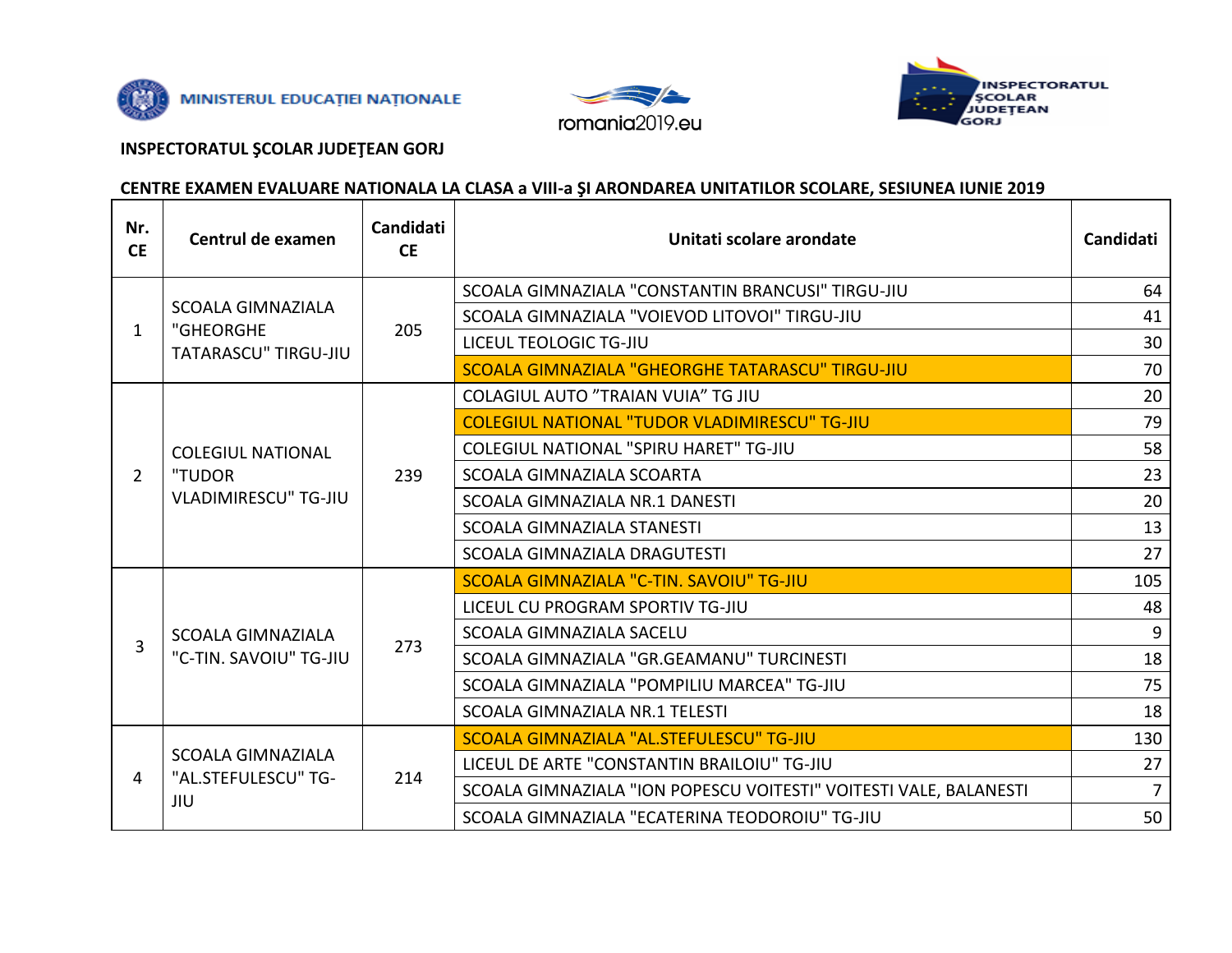MINISTERUL EDUCAŢIEI NAŢIONALE

romania2019.eu

INSPECTORATUL ŞCOLAR JUDEŢEAN GORJ

**INSPECTORATUL ŞCOLAR JUDEŢEAN GORJ**

**CENTRE EXAMEN EVALUARE NATIONALA LA CLASA a VIII-a ŞI ARONDAREA UNITATILOR SCOLARE, SESIUNEA IUNIE 2019**

| Nr. CE | Centrul de examen | Candidati CE | Unitati scolare arondate | Candidati |
|---|---|---|---|---|
| 1 | SCOALA GIMNAZIALA "GHEORGHE TATARASCU" TIRGU-JIU | 205 | SCOALA GIMNAZIALA "CONSTANTIN BRANCUSI" TIRGU-JIU | 64 |
| | | | SCOALA GIMNAZIALA "VOIEVOD LITOVOI" TIRGU-JIU | 41 |
| | | | LICEUL TEOLOGIC TG-JIU | 30 |
| | | | SCOALA GIMNAZIALA "GHEORGHE TATARASCU" TIRGU-JIU | 70 |
| 2 | COLEGIUL NATIONAL "TUDOR VLADIMIRESCU" TG-JIU | 239 | COLAGIUL AUTO "TRAIAN VUIA" TG JIU | 20 |
| | | | COLEGIUL NATIONAL "TUDOR VLADIMIRESCU" TG-JIU | 79 |
| | | | COLEGIUL NATIONAL "SPIRU HARET" TG-JIU | 58 |
| | | | SCOALA GIMNAZIALA SCOARTA | 23 |
| | | | SCOALA GIMNAZIALA NR.1 DANESTI | 20 |
| | | | SCOALA GIMNAZIALA STANESTI | 13 |
| | | | SCOALA GIMNAZIALA DRAGUTESTI | 27 |
| 3 | SCOALA GIMNAZIALA "C-TIN. SAVOIU" TG-JIU | 273 | SCOALA GIMNAZIALA "C-TIN. SAVOIU" TG-JIU | 105 |
| | | | LICEUL CU PROGRAM SPORTIV TG-JIU | 48 |
| | | | SCOALA GIMNAZIALA SACELU | 9 |
| | | | SCOALA GIMNAZIALA "GR.GEAMANU" TURCINESTI | 18 |
| | | | SCOALA GIMNAZIALA "POMPILIU MARCEA" TG-JIU | 75 |
| | | | SCOALA GIMNAZIALA NR.1 TELESTI | 18 |
| 4 | SCOALA GIMNAZIALA "AL.STEFULESCU" TG-JIU | 214 | SCOALA GIMNAZIALA "AL.STEFULESCU" TG-JIU | 130 |
| | | | LICEUL DE ARTE "CONSTANTIN BRAILOIU" TG-JIU | 27 |
| | | | SCOALA GIMNAZIALA "ION POPESCU VOITESTI" VOITESTI VALE, BALANESTI | 7 |
| | | | SCOALA GIMNAZIALA "ECATERINA TEODOROIU" TG-JIU | 50 |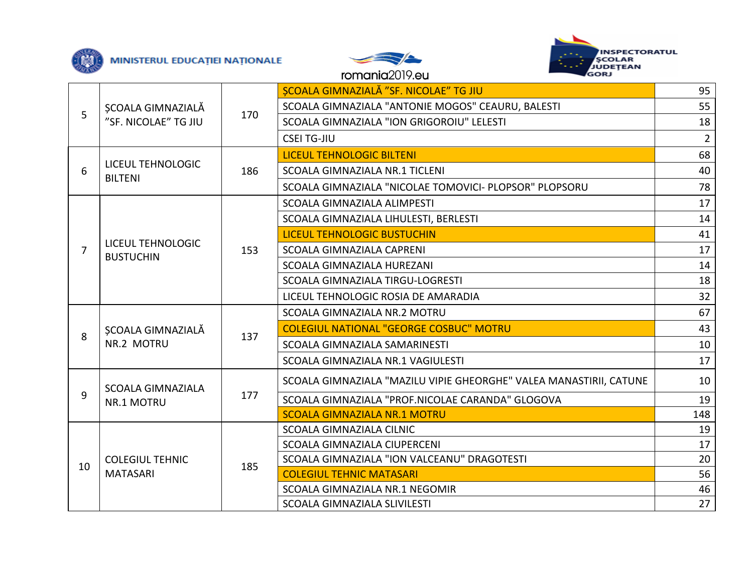| | | | | |
|---|---|---|---|---|
| 5 | ȘCOALA GIMNAZIALĂ ”SF. NICOLAE” TG JIU | 170 | ȘCOALA GIMNAZIALĂ ”SF. NICOLAE” TG JIU | 95 |
| | | | SCOALA GIMNAZIALA "ANTONIE MOGOS" CEAURU, BALESTI | 55 |
| | | | SCOALA GIMNAZIALA "ION GRIGOROIU" LELESTI | 18 |
| | | | CSEI TG-JIU | 2 |
| 6 | LICEUL TEHNOLOGIC BILTENI | 186 | LICEUL TEHNOLOGIC BILTENI | 68 |
| | | | SCOALA GIMNAZIALA NR.1 TICLENI | 40 |
| | | | SCOALA GIMNAZIALA "NICOLAE TOMOVICI- PLOPSOR" PLOPSORU | 78 |
| 7 | LICEUL TEHNOLOGIC BUSTUCHIN | 153 | SCOALA GIMNAZIALA ALIMPESTI | 17 |
| | | | SCOALA GIMNAZIALA LIHULESTI, BERLESTI | 14 |
| | | | LICEUL TEHNOLOGIC BUSTUCHIN | 41 |
| | | | SCOALA GIMNAZIALA CAPRENI | 17 |
| | | | SCOALA GIMNAZIALA HUREZANI | 14 |
| | | | SCOALA GIMNAZIALA TIRGU-LOGRESTI | 18 |
| | | | LICEUL TEHNOLOGIC ROSIA DE AMARADIA | 32 |
| 8 | ȘCOALA GIMNAZIALĂ NR.2 MOTRU | 137 | SCOALA GIMNAZIALA NR.2 MOTRU | 67 |
| | | | COLEGIUL NATIONAL "GEORGE COSBUC" MOTRU | 43 |
| | | | SCOALA GIMNAZIALA SAMARINESTI | 10 |
| | | | SCOALA GIMNAZIALA NR.1 VAGIULESTI | 17 |
| 9 | SCOALA GIMNAZIALA NR.1 MOTRU | 177 | SCOALA GIMNAZIALA "MAZILU VIPIE GHEORGHE" VALEA MANASTIRII, CATUNE | 10 |
| | | | SCOALA GIMNAZIALA "PROF.NICOLAE CARANDA" GLOGOVA | 19 |
| | | | SCOALA GIMNAZIALA NR.1 MOTRU | 148 |
| 10 | COLEGIUL TEHNIC MATASARI | 185 | SCOALA GIMNAZIALA CILNIC | 19 |
| | | | SCOALA GIMNAZIALA CIUPERCENI | 17 |
| | | | SCOALA GIMNAZIALA "ION VALCEANU" DRAGOTESTI | 20 |
| | | | COLEGIUL TEHNIC MATASARI | 56 |
| | | | SCOALA GIMNAZIALA NR.1 NEGOMIR | 46 |
| | | | SCOALA GIMNAZIALA SLIVILESTI | 27 |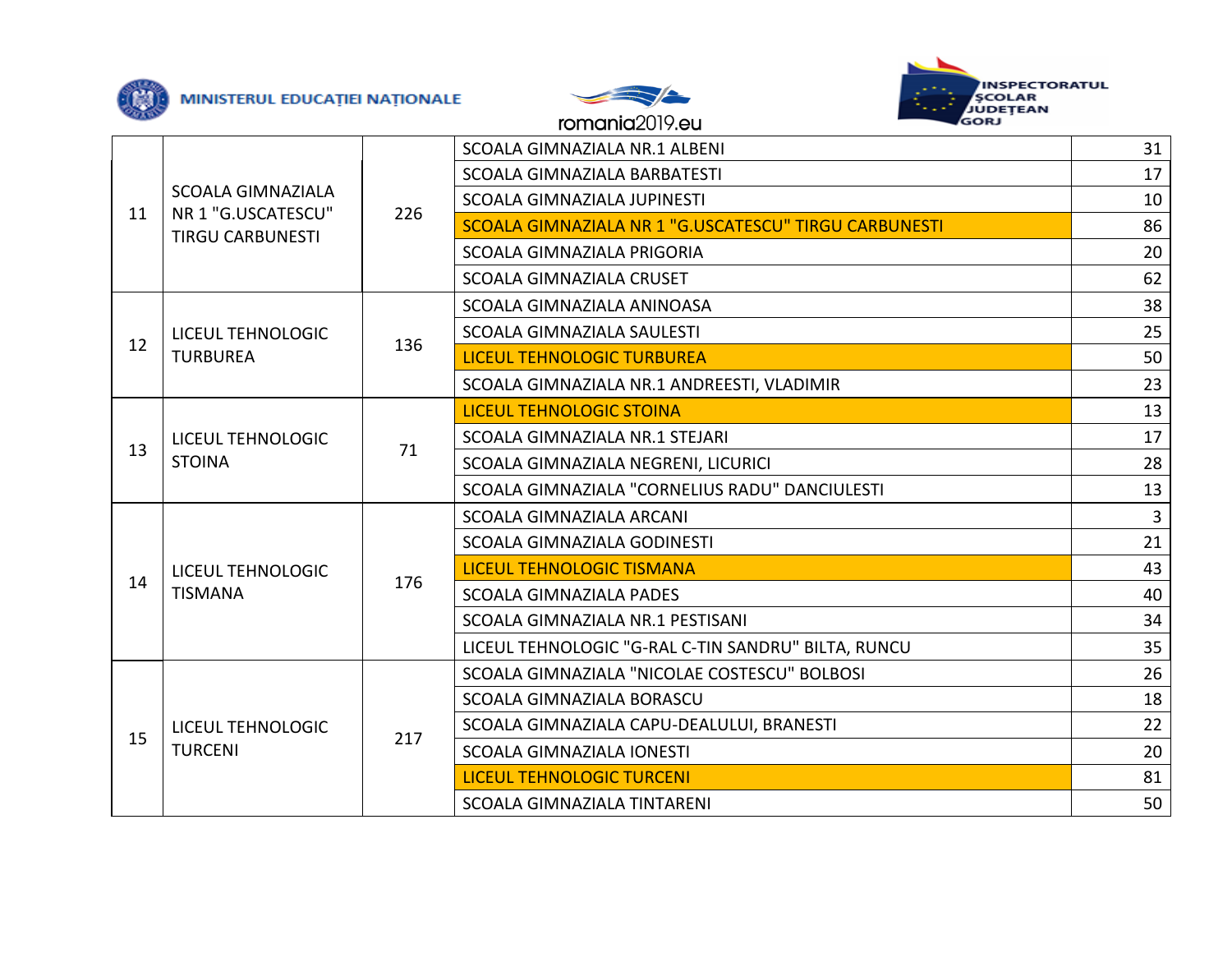| | | | | |
|---|---|---|---|---|
| 11 | SCOALA GIMNAZIALA NR 1 "G.USCATESCU" TIRGU CARBUNESTI | 226 | SCOALA GIMNAZIALA NR.1 ALBENI | 31 |
| | | | SCOALA GIMNAZIALA BARBATESTI | 17 |
| | | | SCOALA GIMNAZIALA JUPINESTI | 10 |
| | | | SCOALA GIMNAZIALA NR 1 "G.USCATESCU" TIRGU CARBUNESTI | 86 |
| | | | SCOALA GIMNAZIALA PRIGORIA | 20 |
| | | | SCOALA GIMNAZIALA CRUSET | 62 |
| 12 | LICEUL TEHNOLOGIC TURBUREA | 136 | SCOALA GIMNAZIALA ANINOASA | 38 |
| | | | SCOALA GIMNAZIALA SAULESTI | 25 |
| | | | LICEUL TEHNOLOGIC TURBUREA | 50 |
| | | | SCOALA GIMNAZIALA NR.1 ANDREESTI, VLADIMIR | 23 |
| 13 | LICEUL TEHNOLOGIC STOINA | 71 | LICEUL TEHNOLOGIC STOINA | 13 |
| | | | SCOALA GIMNAZIALA NR.1 STEJARI | 17 |
| | | | SCOALA GIMNAZIALA NEGRENI, LICURICI | 28 |
| | | | SCOALA GIMNAZIALA "CORNELIUS RADU" DANCIULESTI | 13 |
| 14 | LICEUL TEHNOLOGIC TISMANA | 176 | SCOALA GIMNAZIALA ARCANI | 3 |
| | | | SCOALA GIMNAZIALA GODINESTI | 21 |
| | | | LICEUL TEHNOLOGIC TISMANA | 43 |
| | | | SCOALA GIMNAZIALA PADES | 40 |
| | | | SCOALA GIMNAZIALA NR.1 PESTISANI | 34 |
| | | | LICEUL TEHNOLOGIC "G-RAL C-TIN SANDRU" BILTA, RUNCU | 35 |
| 15 | LICEUL TEHNOLOGIC TURCENI | 217 | SCOALA GIMNAZIALA "NICOLAE COSTESCU" BOLBOSI | 26 |
| | | | SCOALA GIMNAZIALA BORASCU | 18 |
| | | | SCOALA GIMNAZIALA CAPU-DEALULUI, BRANESTI | 22 |
| | | | SCOALA GIMNAZIALA IONESTI | 20 |
| | | | LICEUL TEHNOLOGIC TURCENI | 81 |
| | | | SCOALA GIMNAZIALA TINTARENI | 50 |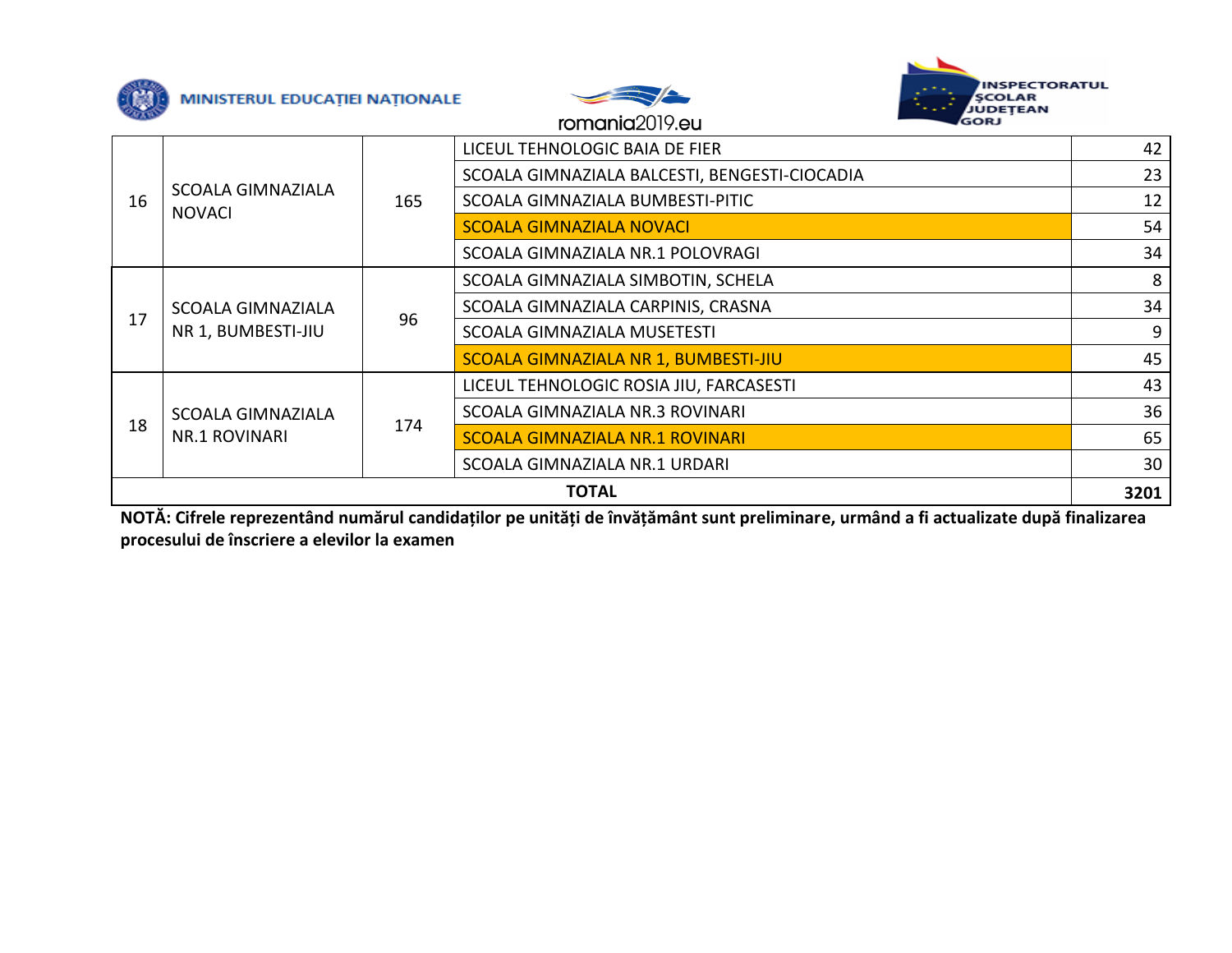| | | | | |
|---|---|---|---|---|
| 16 | SCOALA GIMNAZIALA NOVACI | 165 | LICEUL TEHNOLOGIC BAIA DE FIER | 42 |
| | | | SCOALA GIMNAZIALA BALCESTI, BENGESTI-CIOCADIA | 23 |
| | | | SCOALA GIMNAZIALA BUMBESTI-PITIC | 12 |
| | | | SCOALA GIMNAZIALA NOVACI | 54 |
| | | | SCOALA GIMNAZIALA NR.1 POLOVRAGI | 34 |
| 17 | SCOALA GIMNAZIALA NR 1, BUMBESTI-JIU | 96 | SCOALA GIMNAZIALA SIMBOTIN, SCHELA | 8 |
| | | | SCOALA GIMNAZIALA CARPINIS, CRASNA | 34 |
| | | | SCOALA GIMNAZIALA MUSETESTI | 9 |
| | | | SCOALA GIMNAZIALA NR 1, BUMBESTI-JIU | 45 |
| 18 | SCOALA GIMNAZIALA NR.1 ROVINARI | 174 | LICEUL TEHNOLOGIC ROSIA JIU, FARCASESTI | 43 |
| | | | SCOALA GIMNAZIALA NR.3 ROVINARI | 36 |
| | | | SCOALA GIMNAZIALA NR.1 ROVINARI | 65 |
| | | | SCOALA GIMNAZIALA NR.1 URDARI | 30 |
| **TOTAL** | | | | **3201** |

**NOTĂ: Cifrele reprezentând numărul candidaților pe unități de învățământ sunt preliminare, urmând a fi actualizate după finalizarea procesului de înscriere a elevilor la examen**